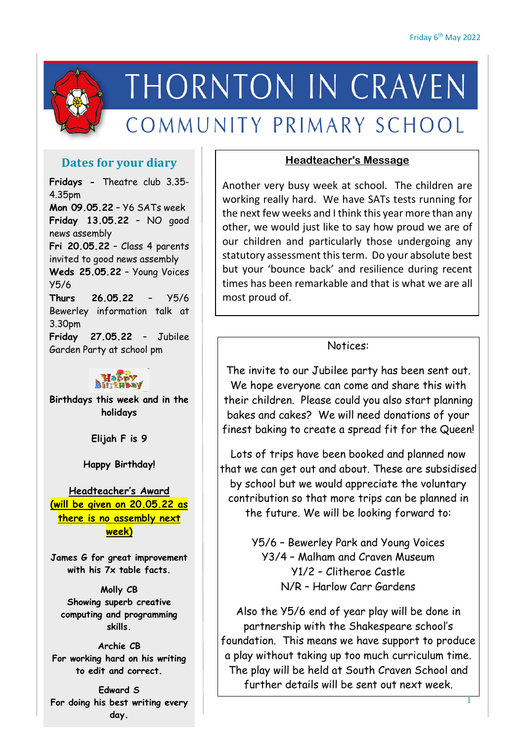Friday 6th May 2022

# THORNTON IN CRAVEN

## COMMUNITY PRIMARY SCHOOL

### Dates for your diary

**Fridays** - Theatre club 3.35-4.35pm
**Mon 09.05.22** – Y6 SATs week
**Friday 13.05.22** – NO good news assembly
**Fri 20.05.22** – Class 4 parents invited to good news assembly
**Weds 25.05.22** – Young Voices Y5/6
**Thurs 26.05.22** – Y5/6 Bewerley information talk at 3.30pm
**Friday 27.05.22** – Jubilee Garden Party at school pm

**Birthdays this week and in the holidays**

**Elijah F is 9**

**Happy Birthday!**

**Headteacher's Award**
**(will be given on 20.05.22 as there is no assembly next week)**

**James G for great improvement with his 7x table facts.**

**Molly CB**
**Showing superb creative computing and programming skills.**

**Archie CB**
**For working hard on his writing to edit and correct.**

**Edward S**
**For doing his best writing every day.**

### Headteacher's Message

Another very busy week at school. The children are working really hard. We have SATs tests running for the next few weeks and I think this year more than any other, we would just like to say how proud we are of our children and particularly those undergoing any statutory assessment this term. Do your absolute best but your 'bounce back' and resilience during recent times has been remarkable and that is what we are all most proud of.

### Notices:

The invite to our Jubilee party has been sent out. We hope everyone can come and share this with their children. Please could you also start planning bakes and cakes? We will need donations of your finest baking to create a spread fit for the Queen!

Lots of trips have been booked and planned now that we can get out and about. These are subsidised by school but we would appreciate the voluntary contribution so that more trips can be planned in the future. We will be looking forward to:

Y5/6 – Bewerley Park and Young Voices
Y3/4 – Malham and Craven Museum
Y1/2 – Clitheroe Castle
N/R – Harlow Carr Gardens

Also the Y5/6 end of year play will be done in partnership with the Shakespeare school's foundation. This means we have support to produce a play without taking up too much curriculum time. The play will be held at South Craven School and further details will be sent out next week.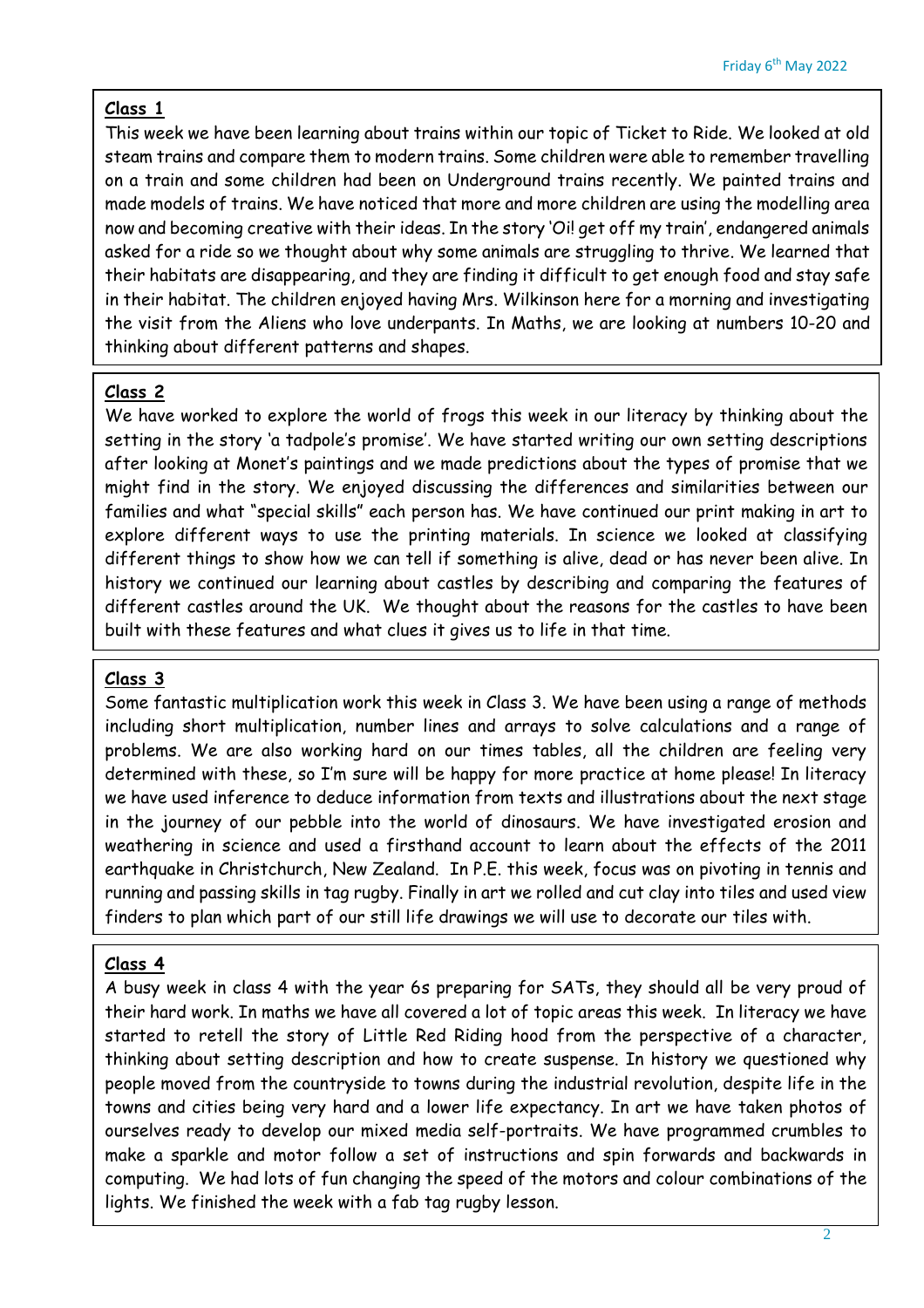## Class 1

This week we have been learning about trains within our topic of Ticket to Ride. We looked at old steam trains and compare them to modern trains. Some children were able to remember travelling on a train and some children had been on Underground trains recently. We painted trains and made models of trains. We have noticed that more and more children are using the modelling area now and becoming creative with their ideas. In the story 'Oi! get off my train', endangered animals asked for a ride so we thought about why some animals are struggling to thrive. We learned that their habitats are disappearing, and they are finding it difficult to get enough food and stay safe in their habitat. The children enjoyed having Mrs. Wilkinson here for a morning and investigating the visit from the Aliens who love underpants. In Maths, we are looking at numbers 10-20 and thinking about different patterns and shapes.

## Class 2

We have worked to explore the world of frogs this week in our literacy by thinking about the setting in the story 'a tadpole's promise'. We have started writing our own setting descriptions after looking at Monet's paintings and we made predictions about the types of promise that we might find in the story. We enjoyed discussing the differences and similarities between our families and what "special skills" each person has. We have continued our print making in art to explore different ways to use the printing materials. In science we looked at classifying different things to show how we can tell if something is alive, dead or has never been alive. In history we continued our learning about castles by describing and comparing the features of different castles around the UK. We thought about the reasons for the castles to have been built with these features and what clues it gives us to life in that time.

## Class 3

Some fantastic multiplication work this week in Class 3. We have been using a range of methods including short multiplication, number lines and arrays to solve calculations and a range of problems. We are also working hard on our times tables, all the children are feeling very determined with these, so I'm sure will be happy for more practice at home please! In literacy we have used inference to deduce information from texts and illustrations about the next stage in the journey of our pebble into the world of dinosaurs. We have investigated erosion and weathering in science and used a firsthand account to learn about the effects of the 2011 earthquake in Christchurch, New Zealand. In P.E. this week, focus was on pivoting in tennis and running and passing skills in tag rugby. Finally in art we rolled and cut clay into tiles and used view finders to plan which part of our still life drawings we will use to decorate our tiles with.

## Class 4

A busy week in class 4 with the year 6s preparing for SATs, they should all be very proud of their hard work. In maths we have all covered a lot of topic areas this week. In literacy we have started to retell the story of Little Red Riding hood from the perspective of a character, thinking about setting description and how to create suspense. In history we questioned why people moved from the countryside to towns during the industrial revolution, despite life in the towns and cities being very hard and a lower life expectancy. In art we have taken photos of ourselves ready to develop our mixed media self-portraits. We have programmed crumbles to make a sparkle and motor follow a set of instructions and spin forwards and backwards in computing. We had lots of fun changing the speed of the motors and colour combinations of the lights. We finished the week with a fab tag rugby lesson.